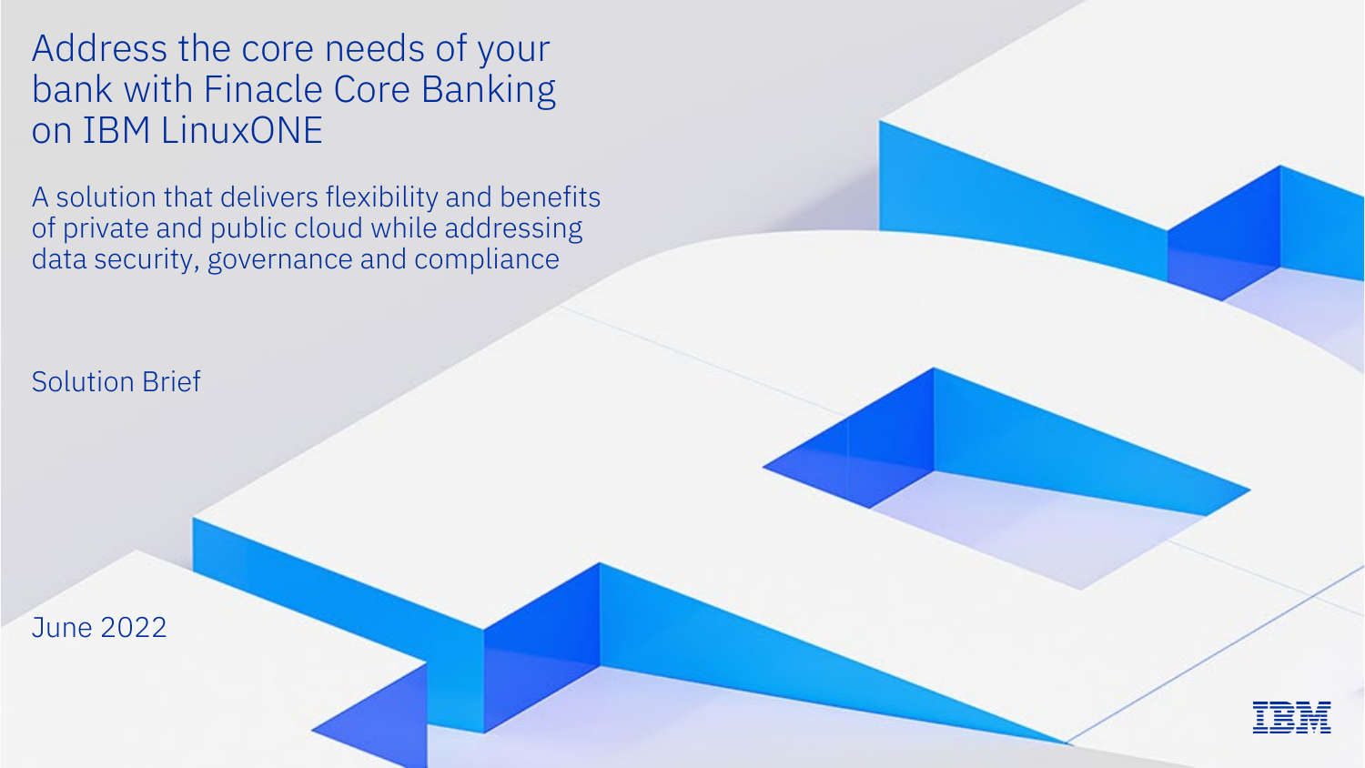# Address the core needs of your bank with Finacle Core Banking on IBM LinuxONE

A solution that delivers flexibility and benefits of private and public cloud while addressing data security, governance and compliance

Solution Brief

June 2022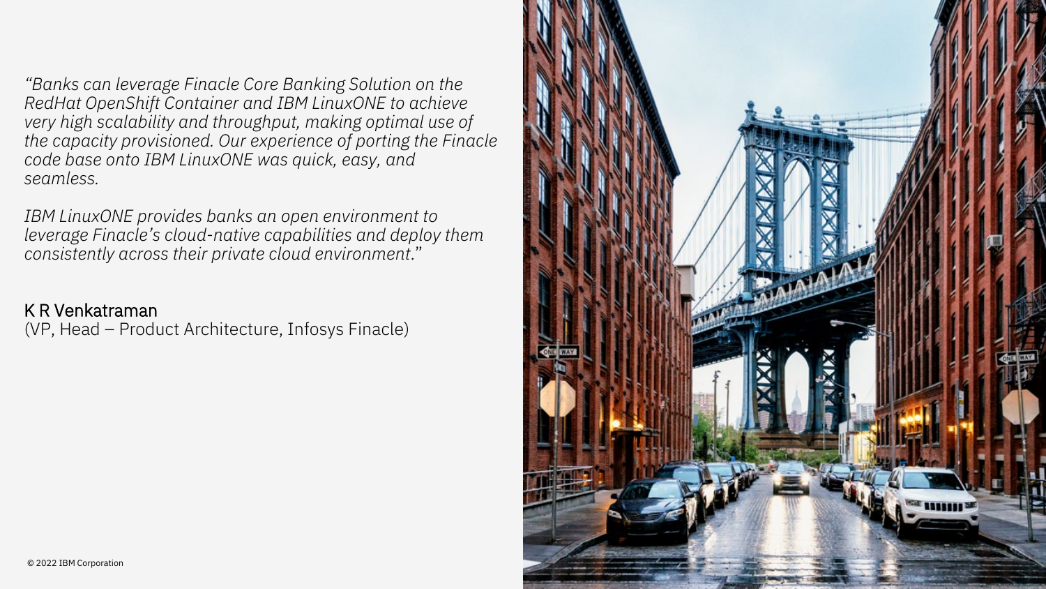*"Banks can leverage Finacle Core Banking Solution on the RedHat OpenShift Container and IBM LinuxONE to achieve very high scalability and throughput, making optimal use of the capacity provisioned. Our experience of porting the Finacle code base onto IBM LinuxONE was quick, easy, and seamless.*

*IBM LinuxONE provides banks an open environment to leverage Finacle's cloud-native capabilities and deploy them consistently across their private cloud environment."*

K R Venkatraman
(VP, Head – Product Architecture, Infosys Finacle)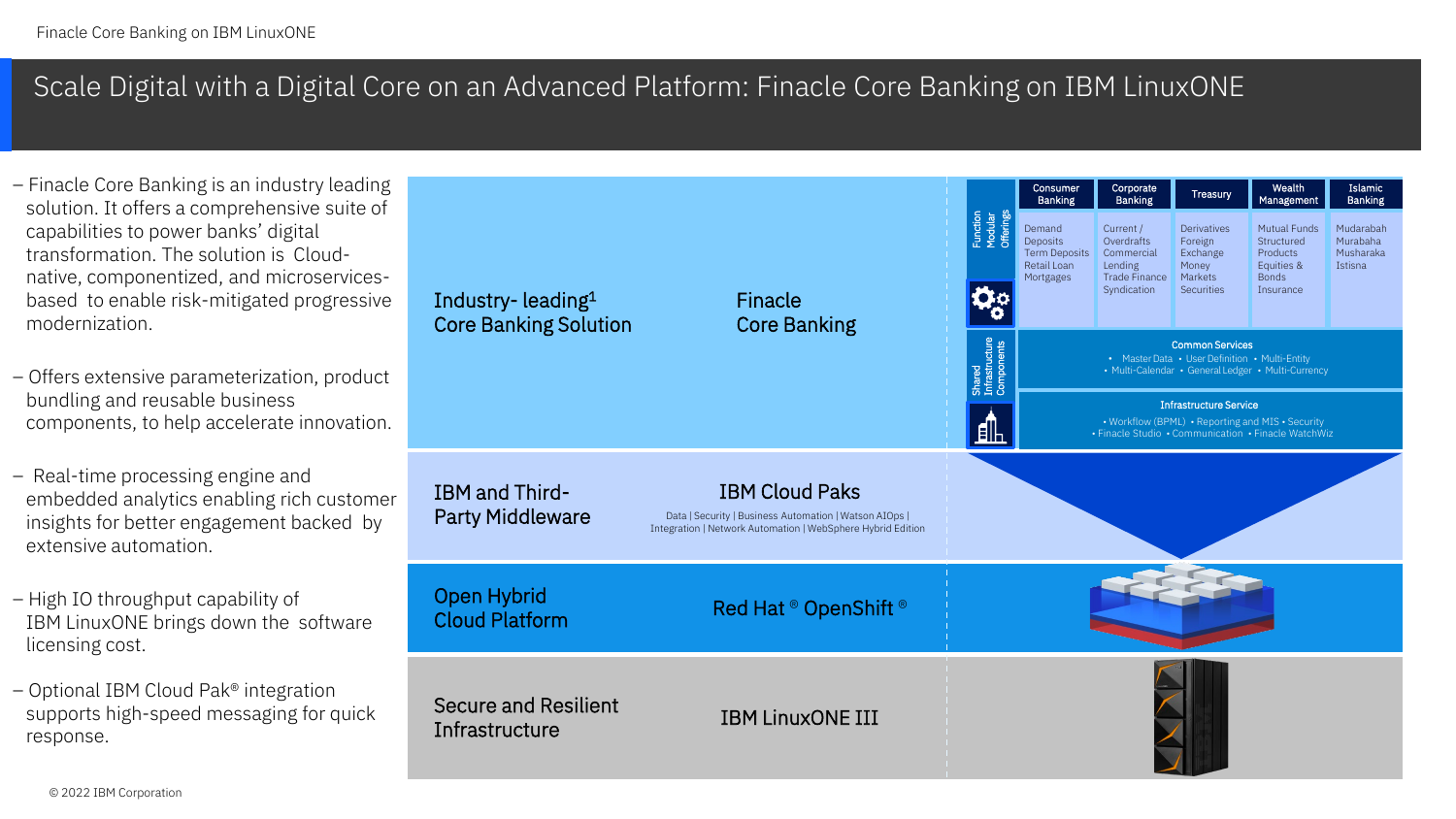# Scale Digital with a Digital Core on an Advanced Platform: Finacle Core Banking on IBM LinuxONE

- Finacle Core Banking is an industry leading solution. It offers a comprehensive suite of capabilities to power banks' digital transformation. The solution is Cloud-native, componentized, and microservices-based to enable risk-mitigated progressive modernization.
- Offers extensive parameterization, product bundling and reusable business components, to help accelerate innovation.
- Real-time processing engine and embedded analytics enabling rich customer insights for better engagement backed by extensive automation.
- High IO throughput capability of IBM LinuxONE brings down the software licensing cost.
- Optional IBM Cloud Pak® integration supports high-speed messaging for quick response.

| Layer | Offering | Details |
|---|---|---|
| Industry- leading[1] Core Banking Solution | Finacle Core Banking | See Finacle components below |
| IBM and Third-Party Middleware | IBM Cloud Paks | Data \| Security \| Business Automation \| Watson AIOps \| Integration \| Network Automation \| WebSphere Hybrid Edition |
| Open Hybrid Cloud Platform | Red Hat ® OpenShift ® | |
| Secure and Resilient Infrastructure | IBM LinuxONE III | |

**Function Modular Offerings**

| Consumer Banking | Corporate Banking | Treasury | Wealth Management | Islamic Banking |
|---|---|---|---|---|
| Demand Deposits<br>Term Deposits<br>Retail Loan<br>Mortgages | Current / Overdrafts<br>Commercial Lending<br>Trade Finance<br>Syndication | Derivatives<br>Foreign Exchange<br>Money Markets<br>Securities | Mutual Funds<br>Structured Products<br>Equities & Bonds<br>Insurance | Mudarabah<br>Murabaha<br>Musharaka<br>Istisna |

**Shared Infrastructure Components**

**Common Services**
- Master Data • User Definition • Multi-Entity
- Multi-Calendar • General Ledger • Multi-Currency

**Infrastructure Service**
- Workflow (BPML) • Reporting and MIS • Security
- Finacle Studio • Communication • Finacle WatchWiz

© 2022 IBM Corporation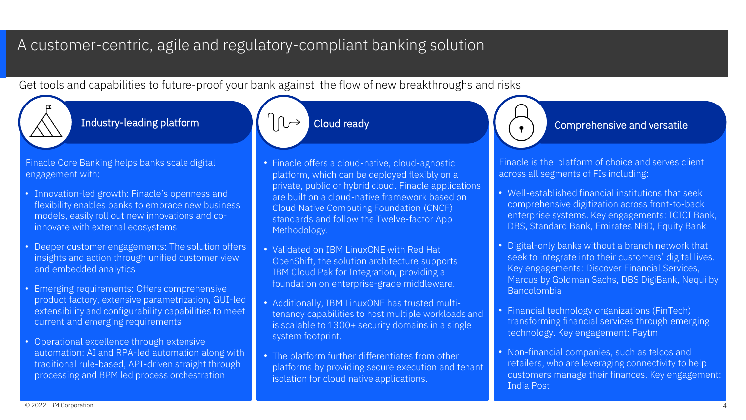# A customer-centric, agile and regulatory-compliant banking solution

Get tools and capabilities to future-proof your bank against the flow of new breakthroughs and risks

## Industry-leading platform

Finacle Core Banking helps banks scale digital engagement with:

- Innovation-led growth: Finacle's openness and flexibility enables banks to embrace new business models, easily roll out new innovations and co-innovate with external ecosystems
- Deeper customer engagements: The solution offers insights and action through unified customer view and embedded analytics
- Emerging requirements: Offers comprehensive product factory, extensive parametrization, GUI-led extensibility and configurability capabilities to meet current and emerging requirements
- Operational excellence through extensive automation: AI and RPA-led automation along with traditional rule-based, API-driven straight through processing and BPM led process orchestration

## Cloud ready

- Finacle offers a cloud-native, cloud-agnostic platform, which can be deployed flexibly on a private, public or hybrid cloud. Finacle applications are built on a cloud-native framework based on Cloud Native Computing Foundation (CNCF) standards and follow the Twelve-factor App Methodology.
- Validated on IBM LinuxONE with Red Hat OpenShift, the solution architecture supports IBM Cloud Pak for Integration, providing a foundation on enterprise-grade middleware.
- Additionally, IBM LinuxONE has trusted multi-tenancy capabilities to host multiple workloads and is scalable to 1300+ security domains in a single system footprint.
- The platform further differentiates from other platforms by providing secure execution and tenant isolation for cloud native applications.

## Comprehensive and versatile

Finacle is the platform of choice and serves client across all segments of FIs including:

- Well-established financial institutions that seek comprehensive digitization across front-to-back enterprise systems. Key engagements: ICICI Bank, DBS, Standard Bank, Emirates NBD, Equity Bank
- Digital-only banks without a branch network that seek to integrate into their customers' digital lives. Key engagements: Discover Financial Services, Marcus by Goldman Sachs, DBS DigiBank, Nequi by Bancolombia
- Financial technology organizations (FinTech) transforming financial services through emerging technology. Key engagement: Paytm
- Non-financial companies, such as telcos and retailers, who are leveraging connectivity to help customers manage their finances. Key engagement: India Post

© 2022 IBM Corporation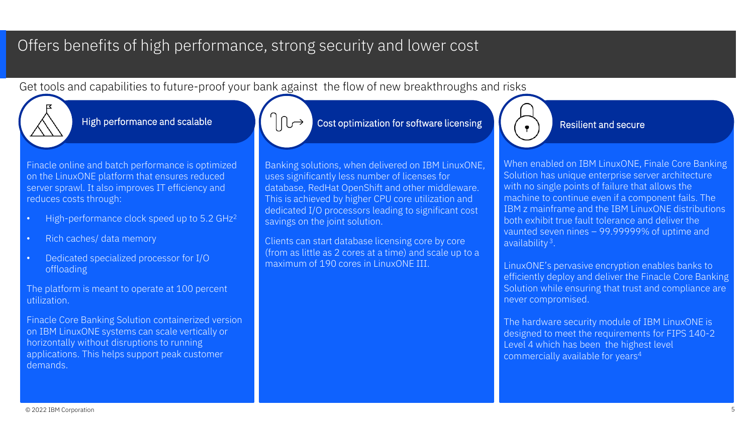# Offers benefits of high performance, strong security and lower cost

Get tools and capabilities to future-proof your bank against the flow of new breakthroughs and risks

## High performance and scalable

Finacle online and batch performance is optimized on the LinuxONE platform that ensures reduced server sprawl. It also improves IT efficiency and reduces costs through:

- High-performance clock speed up to 5.2 GHz[2]
- Rich caches/ data memory
- Dedicated specialized processor for I/O offloading

The platform is meant to operate at 100 percent utilization.

Finacle Core Banking Solution containerized version on IBM LinuxONE systems can scale vertically or horizontally without disruptions to running applications. This helps support peak customer demands.

## Cost optimization for software licensing

Banking solutions, when delivered on IBM LinuxONE, uses significantly less number of licenses for database, RedHat OpenShift and other middleware. This is achieved by higher CPU core utilization and dedicated I/O processors leading to significant cost savings on the joint solution.

Clients can start database licensing core by core (from as little as 2 cores at a time) and scale up to a maximum of 190 cores in LinuxONE III.

## Resilient and secure

When enabled on IBM LinuxONE, Finale Core Banking Solution has unique enterprise server architecture with no single points of failure that allows the machine to continue even if a component fails. The IBM z mainframe and the IBM LinuxONE distributions both exhibit true fault tolerance and deliver the vaunted seven nines – 99.99999% of uptime and availability[3].

LinuxONE's pervasive encryption enables banks to efficiently deploy and deliver the Finacle Core Banking Solution while ensuring that trust and compliance are never compromised.

The hardware security module of IBM LinuxONE is designed to meet the requirements for FIPS 140-2 Level 4 which has been the highest level commercially available for years[4]

© 2022 IBM Corporation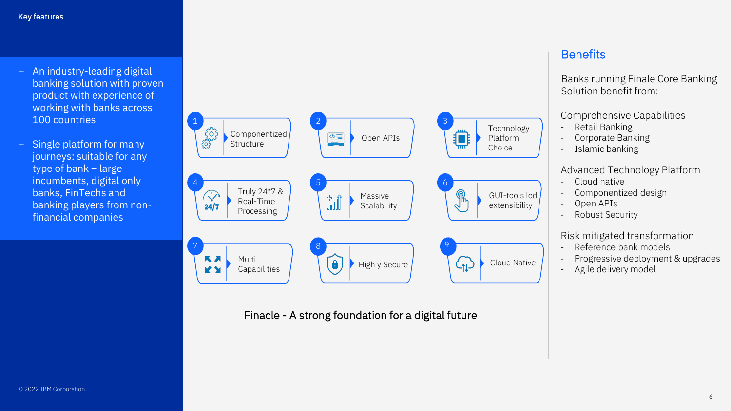## Key features

- An industry-leading digital banking solution with proven product with experience of working with banks across 100 countries
- Single platform for many journeys: suitable for any type of bank – large incumbents, digital only banks, FinTechs and banking players from non-financial companies

1. Componentized Structure
2. Open APIs
3. Technology Platform Choice
4. Truly 24*7 & Real-Time Processing
5. Massive Scalability
6. GUI-tools led extensibility
7. Multi Capabilities
8. Highly Secure
9. Cloud Native

Finacle - A strong foundation for a digital future

## Benefits

Banks running Finale Core Banking Solution benefit from:

Comprehensive Capabilities

- Retail Banking
- Corporate Banking
- Islamic banking

Advanced Technology Platform

- Cloud native
- Componentized design
- Open APIs
- Robust Security

Risk mitigated transformation

- Reference bank models
- Progressive deployment & upgrades
- Agile delivery model

© 2022 IBM Corporation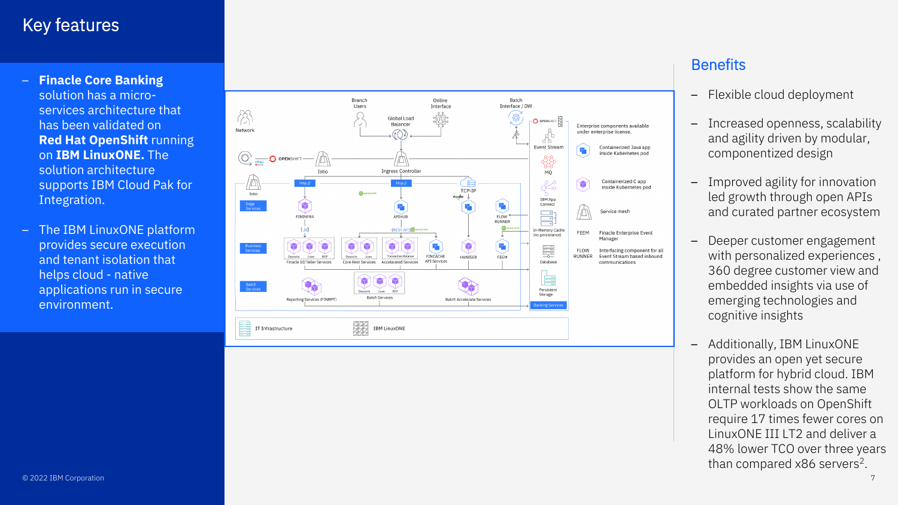# Key features

- **Finacle Core Banking** solution has a micro-services architecture that has been validated on **Red Hat OpenShift** running on **IBM LinuxONE.** The solution architecture supports IBM Cloud Pak for Integration.
- The IBM LinuxONE platform provides secure execution and tenant isolation that helps cloud - native applications run in secure environment.

## Benefits

- Flexible cloud deployment
- Increased openness, scalability and agility driven by modular, componentized design
- Improved agility for innovation led growth through open APIs and curated partner ecosystem
- Deeper customer engagement with personalized experiences , 360 degree customer view and embedded insights via use of emerging technologies and cognitive insights
- Additionally, IBM LinuxONE provides an open yet secure platform for hybrid cloud. IBM internal tests show the same OLTP workloads on OpenShift require 17 times fewer cores on LinuxONE III LT2 and deliver a 48% lower TCO over three years than compared x86 servers[2].

© 2022 IBM Corporation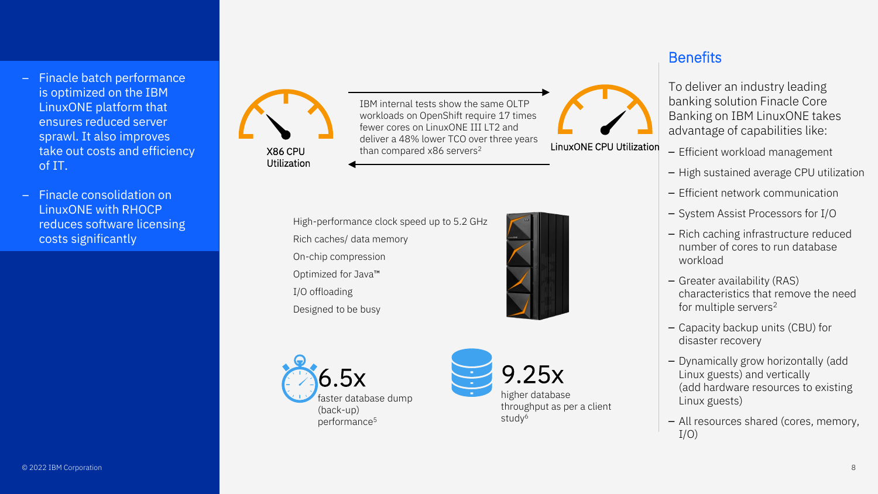- Finacle batch performance is optimized on the IBM LinuxONE platform that ensures reduced server sprawl. It also improves take out costs and efficiency of IT.
- Finacle consolidation on LinuxONE with RHOCP reduces software licensing costs significantly

X86 CPU Utilization

IBM internal tests show the same OLTP workloads on OpenShift require 17 times fewer cores on LinuxONE III LT2 and deliver a 48% lower TCO over three years than compared x86 servers[2]

LinuxONE CPU Utilization

High-performance clock speed up to 5.2 GHz

Rich caches/ data memory

On-chip compression

Optimized for Java™

I/O offloading

Designed to be busy

**6.5x** faster database dump (back-up) performance[5]

**9.25x** higher database throughput as per a client study[6]

## Benefits

To deliver an industry leading banking solution Finacle Core Banking on IBM LinuxONE takes advantage of capabilities like:

- Efficient workload management
- High sustained average CPU utilization
- Efficient network communication
- System Assist Processors for I/O
- Rich caching infrastructure reduced number of cores to run database workload
- Greater availability (RAS) characteristics that remove the need for multiple servers[2]
- Capacity backup units (CBU) for disaster recovery
- Dynamically grow horizontally (add Linux guests) and vertically (add hardware resources to existing Linux guests)
- All resources shared (cores, memory, I/O)

© 2022 IBM Corporation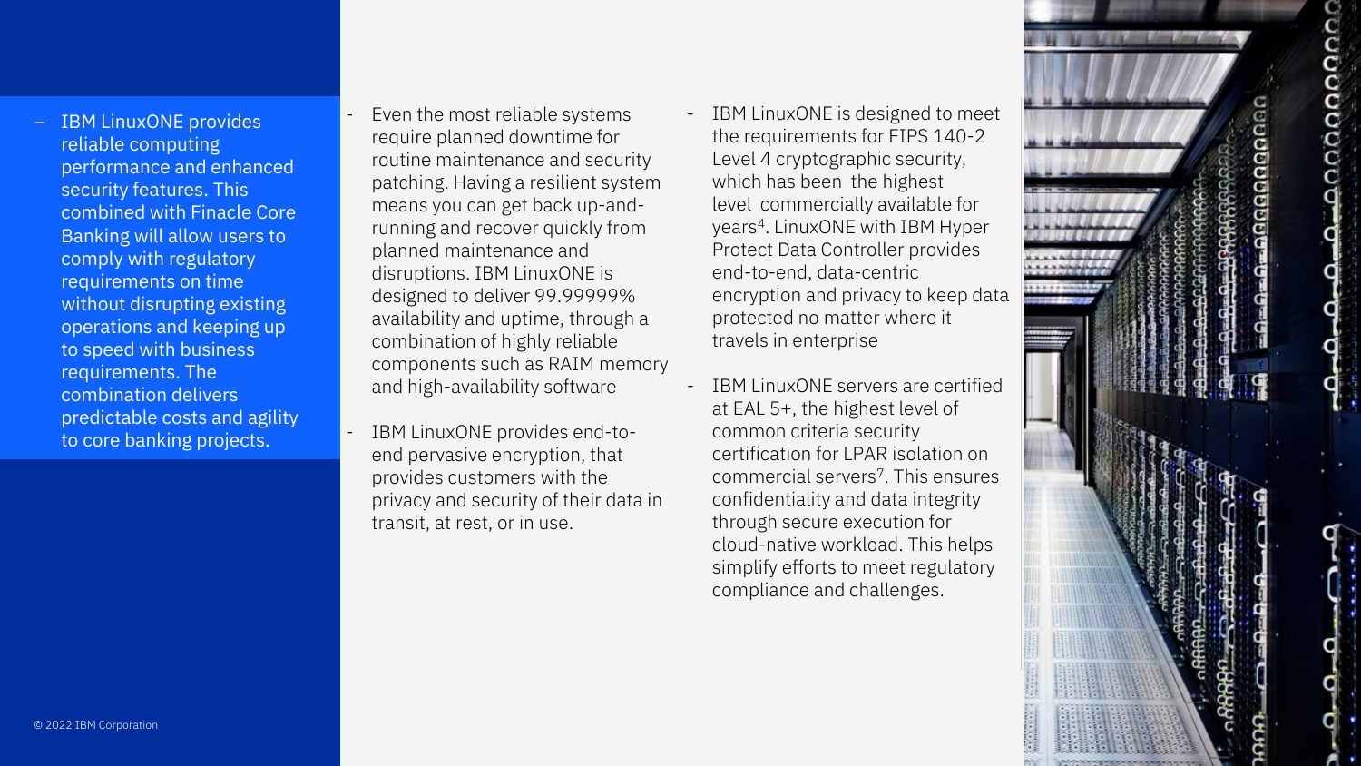- IBM LinuxONE provides reliable computing performance and enhanced security features. This combined with Finacle Core Banking will allow users to comply with regulatory requirements on time without disrupting existing operations and keeping up to speed with business requirements. The combination delivers predictable costs and agility to core banking projects.

- Even the most reliable systems require planned downtime for routine maintenance and security patching. Having a resilient system means you can get back up-and-running and recover quickly from planned maintenance and disruptions. IBM LinuxONE is designed to deliver 99.99999% availability and uptime, through a combination of highly reliable components such as RAIM memory and high-availability software

- IBM LinuxONE provides end-to-end pervasive encryption, that provides customers with the privacy and security of their data in transit, at rest, or in use.

- IBM LinuxONE is designed to meet the requirements for FIPS 140-2 Level 4 cryptographic security, which has been the highest level commercially available for years[4]. LinuxONE with IBM Hyper Protect Data Controller provides end-to-end, data-centric encryption and privacy to keep data protected no matter where it travels in enterprise

- IBM LinuxONE servers are certified at EAL 5+, the highest level of common criteria security certification for LPAR isolation on commercial servers[7]. This ensures confidentiality and data integrity through secure execution for cloud-native workload. This helps simplify efforts to meet regulatory compliance and challenges.

© 2022 IBM Corporation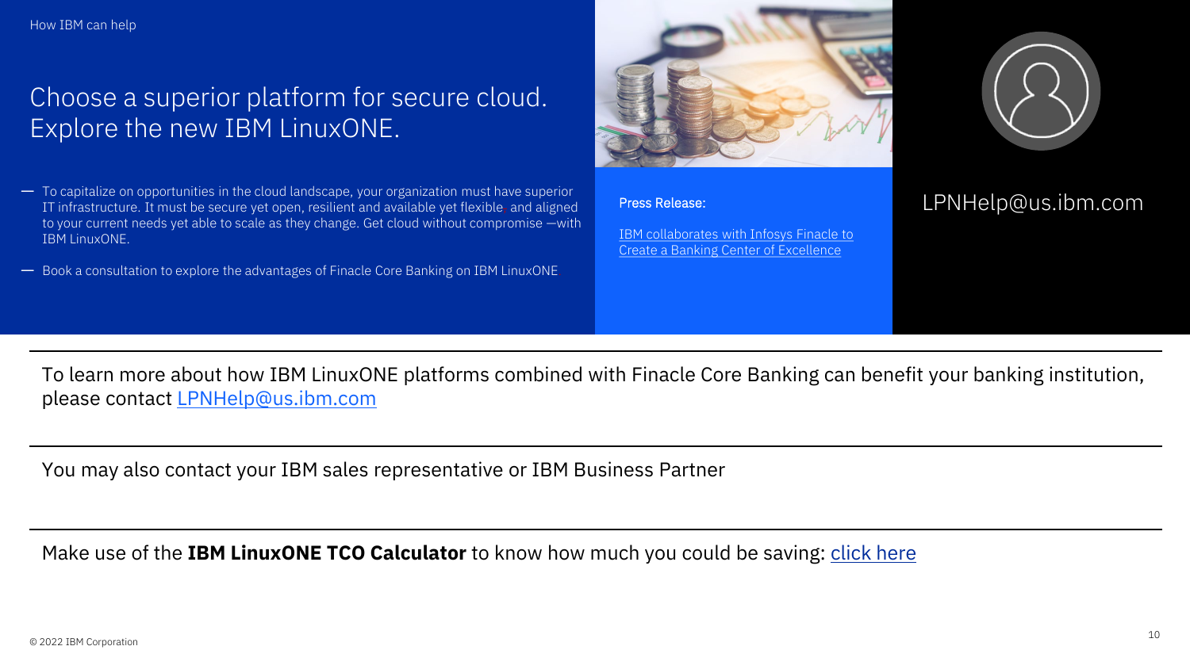How IBM can help

# Choose a superior platform for secure cloud. Explore the new IBM LinuxONE.

- To capitalize on opportunities in the cloud landscape, your organization must have superior IT infrastructure. It must be secure yet open, resilient and available yet flexible, and aligned to your current needs yet able to scale as they change. Get cloud without compromise —with IBM LinuxONE.
- Book a consultation to explore the advantages of Finacle Core Banking on IBM LinuxONE

Press Release:

IBM collaborates with Infosys Finacle to Create a Banking Center of Excellence

LPNHelp@us.ibm.com

To learn more about how IBM LinuxONE platforms combined with Finacle Core Banking can benefit your banking institution, please contact LPNHelp@us.ibm.com

You may also contact your IBM sales representative or IBM Business Partner

Make use of the **IBM LinuxONE TCO Calculator** to know how much you could be saving: click here

© 2022 IBM Corporation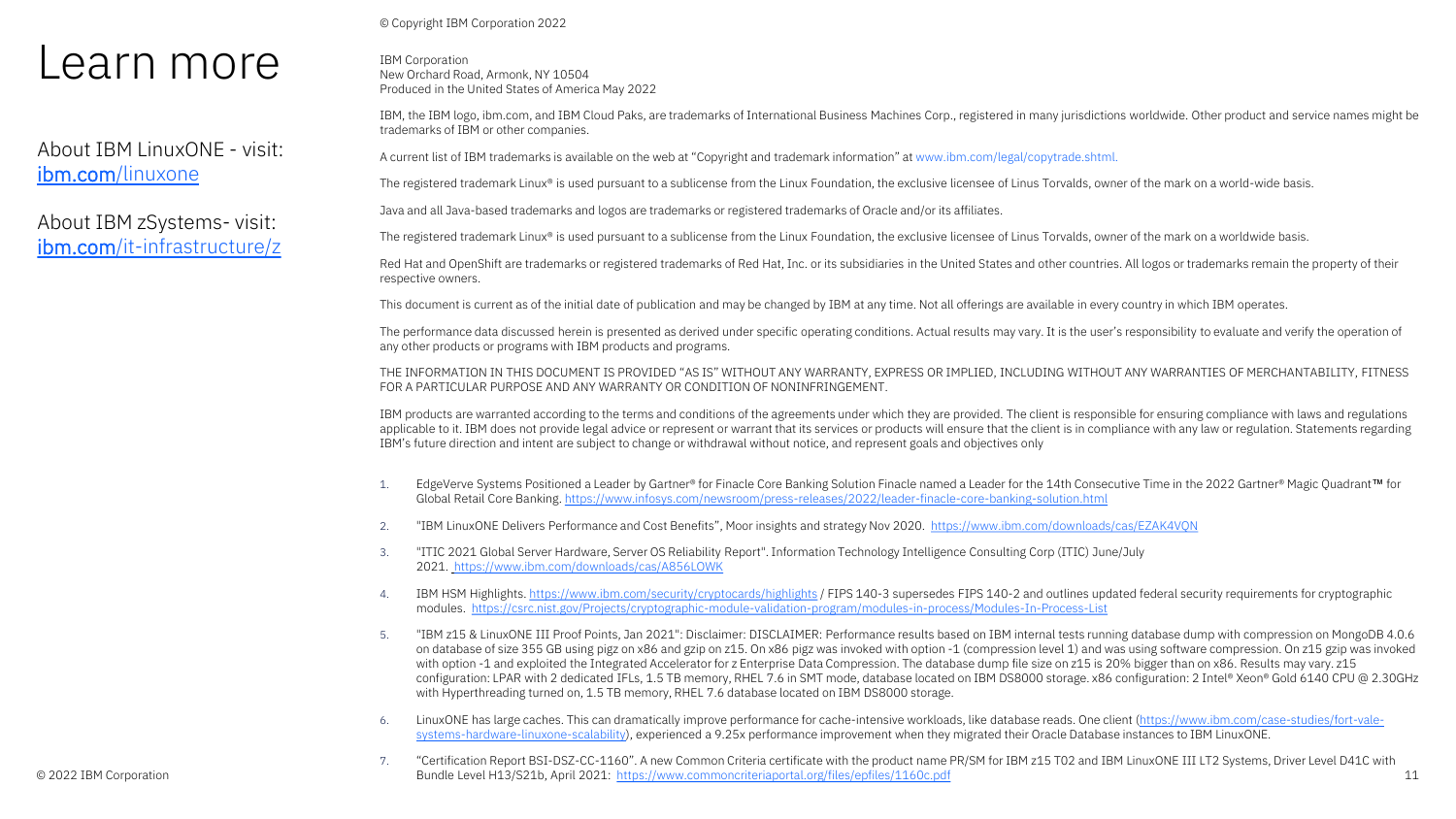# Learn more

About IBM LinuxONE - visit: [ibm.com/linuxone](https://ibm.com/linuxone)

About IBM zSystems- visit: [ibm.com/it-infrastructure/z](https://ibm.com/it-infrastructure/z)

© Copyright IBM Corporation 2022

IBM Corporation
New Orchard Road, Armonk, NY 10504
Produced in the United States of America May 2022

IBM, the IBM logo, ibm.com, and IBM Cloud Paks, are trademarks of International Business Machines Corp., registered in many jurisdictions worldwide. Other product and service names might be trademarks of IBM or other companies.

A current list of IBM trademarks is available on the web at "Copyright and trademark information" at www.ibm.com/legal/copytrade.shtml.

The registered trademark Linux® is used pursuant to a sublicense from the Linux Foundation, the exclusive licensee of Linus Torvalds, owner of the mark on a world-wide basis.

Java and all Java-based trademarks and logos are trademarks or registered trademarks of Oracle and/or its affiliates.

The registered trademark Linux® is used pursuant to a sublicense from the Linux Foundation, the exclusive licensee of Linus Torvalds, owner of the mark on a worldwide basis.

Red Hat and OpenShift are trademarks or registered trademarks of Red Hat, Inc. or its subsidiaries in the United States and other countries. All logos or trademarks remain the property of their respective owners.

This document is current as of the initial date of publication and may be changed by IBM at any time. Not all offerings are available in every country in which IBM operates.

The performance data discussed herein is presented as derived under specific operating conditions. Actual results may vary. It is the user's responsibility to evaluate and verify the operation of any other products or programs with IBM products and programs.

THE INFORMATION IN THIS DOCUMENT IS PROVIDED "AS IS" WITHOUT ANY WARRANTY, EXPRESS OR IMPLIED, INCLUDING WITHOUT ANY WARRANTIES OF MERCHANTABILITY, FITNESS FOR A PARTICULAR PURPOSE AND ANY WARRANTY OR CONDITION OF NONINFRINGEMENT.

IBM products are warranted according to the terms and conditions of the agreements under which they are provided. The client is responsible for ensuring compliance with laws and regulations applicable to it. IBM does not provide legal advice or represent or warrant that its services or products will ensure that the client is in compliance with any law or regulation. Statements regarding IBM's future direction and intent are subject to change or withdrawal without notice, and represent goals and objectives only

1. EdgeVerve Systems Positioned a Leader by Gartner® for Finacle Core Banking Solution Finacle named a Leader for the 14th Consecutive Time in the 2022 Gartner® Magic Quadrant™ for Global Retail Core Banking. https://www.infosys.com/newsroom/press-releases/2022/leader-finacle-core-banking-solution.html
2. "IBM LinuxONE Delivers Performance and Cost Benefits", Moor insights and strategy Nov 2020. https://www.ibm.com/downloads/cas/EZAK4VQN
3. "ITIC 2021 Global Server Hardware, Server OS Reliability Report". Information Technology Intelligence Consulting Corp (ITIC) June/July 2021. https://www.ibm.com/downloads/cas/A856LOWK
4. IBM HSM Highlights. https://www.ibm.com/security/cryptocards/highlights / FIPS 140-3 supersedes FIPS 140-2 and outlines updated federal security requirements for cryptographic modules. https://csrc.nist.gov/Projects/cryptographic-module-validation-program/modules-in-process/Modules-In-Process-List
5. "IBM z15 & LinuxONE III Proof Points, Jan 2021": Disclaimer: DISCLAIMER: Performance results based on IBM internal tests running database dump with compression on MongoDB 4.0.6 on database of size 355 GB using pigz on x86 and gzip on z15. On x86 pigz was invoked with option -1 (compression level 1) and was using software compression. On z15 gzip was invoked with option -1 and exploited the Integrated Accelerator for z Enterprise Data Compression. The database dump file size on z15 is 20% bigger than on x86. Results may vary. z15 configuration: LPAR with 2 dedicated IFLs, 1.5 TB memory, RHEL 7.6 in SMT mode, database located on IBM DS8000 storage. x86 configuration: 2 Intel® Xeon® Gold 6140 CPU @ 2.30GHz with Hyperthreading turned on, 1.5 TB memory, RHEL 7.6 database located on IBM DS8000 storage.
6. LinuxONE has large caches. This can dramatically improve performance for cache-intensive workloads, like database reads. One client (https://www.ibm.com/case-studies/fort-vale-systems-hardware-linuxone-scalability), experienced a 9.25x performance improvement when they migrated their Oracle Database instances to IBM LinuxONE.
7. "Certification Report BSI-DSZ-CC-1160". A new Common Criteria certificate with the product name PR/SM for IBM z15 T02 and IBM LinuxONE III LT2 Systems, Driver Level D41C with Bundle Level H13/S21b, April 2021: https://www.commoncriteriaportal.org/files/epfiles/1160c.pdf